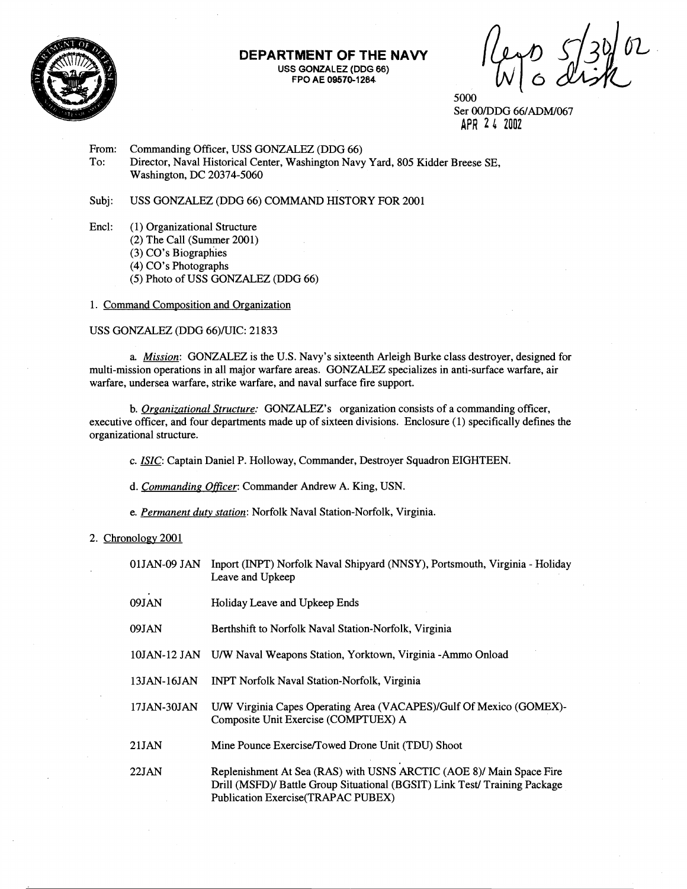**DEPARTMENT OF THE NAVY**
USS GONZALEZ (DDG 66)
FPO AE 09570-1284

Recd 5/30/02
W/O disk

5000
Ser 00/DDG 66/ADM/067
APR 24 2002

From: Commanding Officer, USS GONZALEZ (DDG 66)
To: Director, Naval Historical Center, Washington Navy Yard, 805 Kidder Breese SE, Washington, DC 20374-5060

Subj: USS GONZALEZ (DDG 66) COMMAND HISTORY FOR 2001

Encl: (1) Organizational Structure
(2) The Call (Summer 2001)
(3) CO's Biographies
(4) CO's Photographs
(5) Photo of USS GONZALEZ (DDG 66)

1. Command Composition and Organization

USS GONZALEZ (DDG 66)/UIC: 21833

a. *Mission*: GONZALEZ is the U.S. Navy's sixteenth Arleigh Burke class destroyer, designed for multi-mission operations in all major warfare areas. GONZALEZ specializes in anti-surface warfare, air warfare, undersea warfare, strike warfare, and naval surface fire support.

b. *Organizational Structure:* GONZALEZ's organization consists of a commanding officer, executive officer, and four departments made up of sixteen divisions. Enclosure (1) specifically defines the organizational structure.

c. *ISIC*: Captain Daniel P. Holloway, Commander, Destroyer Squadron EIGHTEEN.

d. *Commanding Officer*: Commander Andrew A. King, USN.

e. *Permanent duty station*: Norfolk Naval Station-Norfolk, Virginia.

2. Chronology 2001

| | |
|---|---|
| 01JAN-09 JAN | Inport (INPT) Norfolk Naval Shipyard (NNSY), Portsmouth, Virginia - Holiday Leave and Upkeep |
| 09JAN | Holiday Leave and Upkeep Ends |
| 09JAN | Berthshift to Norfolk Naval Station-Norfolk, Virginia |
| 10JAN-12 JAN | U/W Naval Weapons Station, Yorktown, Virginia -Ammo Onload |
| 13JAN-16JAN | INPT Norfolk Naval Station-Norfolk, Virginia |
| 17JAN-30JAN | U/W Virginia Capes Operating Area (VACAPES)/Gulf Of Mexico (GOMEX)-Composite Unit Exercise (COMPTUEX) A |
| 21JAN | Mine Pounce Exercise/Towed Drone Unit (TDU) Shoot |
| 22JAN | Replenishment At Sea (RAS) with USNS ARCTIC (AOE 8)/ Main Space Fire Drill (MSFD)/ Battle Group Situational (BGSIT) Link Test/ Training Package Publication Exercise(TRAPAC PUBEX) |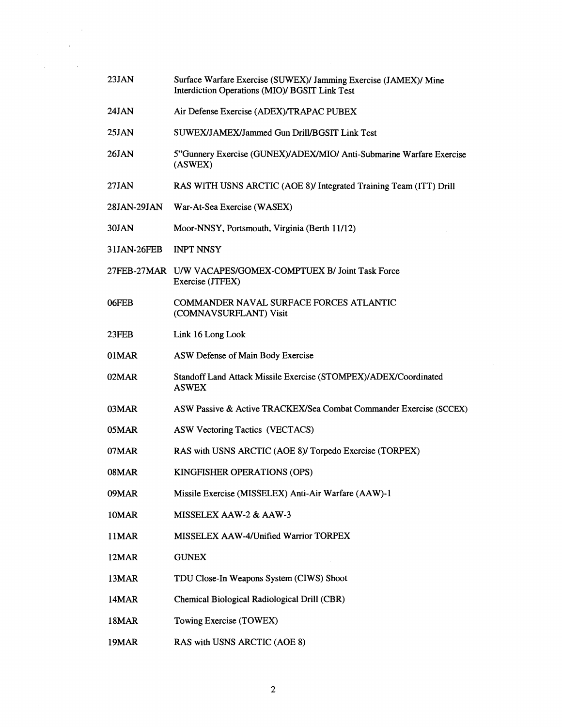| | |
|---|---|
| 23JAN | Surface Warfare Exercise (SUWEX)/ Jamming Exercise (JAMEX)/ Mine Interdiction Operations (MIO)/ BGSIT Link Test |
| 24JAN | Air Defense Exercise (ADEX)/TRAPAC PUBEX |
| 25JAN | SUWEX/JAMEX/Jammed Gun Drill/BGSIT Link Test |
| 26JAN | 5"Gunnery Exercise (GUNEX)/ADEX/MIO/ Anti-Submarine Warfare Exercise (ASWEX) |
| 27JAN | RAS WITH USNS ARCTIC (AOE 8)/ Integrated Training Team (ITT) Drill |
| 28JAN-29JAN | War-At-Sea Exercise (WASEX) |
| 30JAN | Moor-NNSY, Portsmouth, Virginia (Berth 11/12) |
| 31JAN-26FEB | INPT NNSY |
| 27FEB-27MAR | U/W VACAPES/GOMEX-COMPTUEX B/ Joint Task Force Exercise (JTFEX) |
| 06FEB | COMMANDER NAVAL SURFACE FORCES ATLANTIC (COMNAVSURFLANT) Visit |
| 23FEB | Link 16 Long Look |
| 01MAR | ASW Defense of Main Body Exercise |
| 02MAR | Standoff Land Attack Missile Exercise (STOMPEX)/ADEX/Coordinated ASWEX |
| 03MAR | ASW Passive & Active TRACKEX/Sea Combat Commander Exercise (SCCEX) |
| 05MAR | ASW Vectoring Tactics (VECTACS) |
| 07MAR | RAS with USNS ARCTIC (AOE 8)/ Torpedo Exercise (TORPEX) |
| 08MAR | KINGFISHER OPERATIONS (OPS) |
| 09MAR | Missile Exercise (MISSELEX) Anti-Air Warfare (AAW)-1 |
| 10MAR | MISSELEX AAW-2 & AAW-3 |
| 11MAR | MISSELEX AAW-4/Unified Warrior TORPEX |
| 12MAR | GUNEX |
| 13MAR | TDU Close-In Weapons System (CIWS) Shoot |
| 14MAR | Chemical Biological Radiological Drill (CBR) |
| 18MAR | Towing Exercise (TOWEX) |
| 19MAR | RAS with USNS ARCTIC (AOE 8) |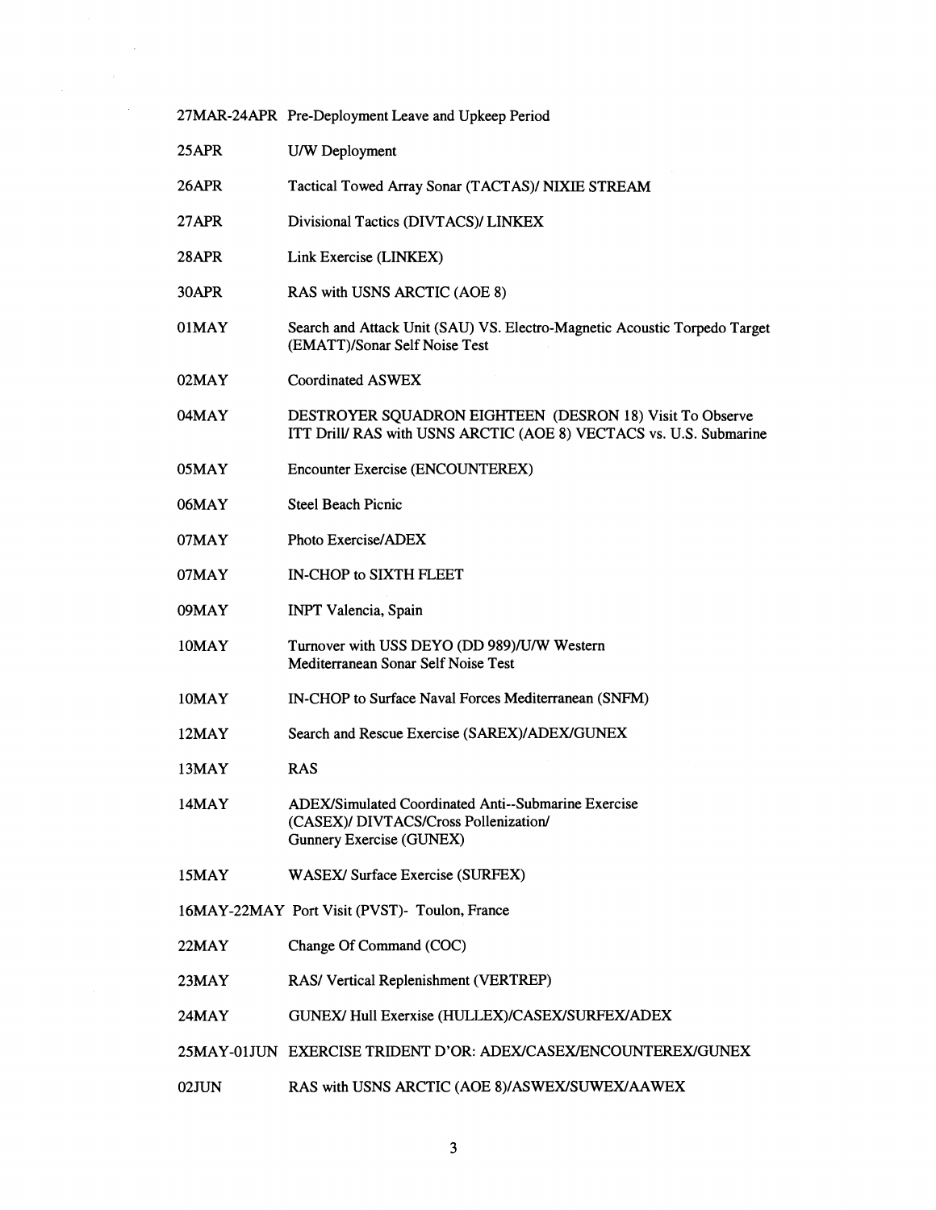| | |
|---|---|
| 27MAR-24APR | Pre-Deployment Leave and Upkeep Period |
| 25APR | U/W Deployment |
| 26APR | Tactical Towed Array Sonar (TACTAS)/ NIXIE STREAM |
| 27APR | Divisional Tactics (DIVTACS)/ LINKEX |
| 28APR | Link Exercise (LINKEX) |
| 30APR | RAS with USNS ARCTIC (AOE 8) |
| 01MAY | Search and Attack Unit (SAU) VS. Electro-Magnetic Acoustic Torpedo Target (EMATT)/Sonar Self Noise Test |
| 02MAY | Coordinated ASWEX |
| 04MAY | DESTROYER SQUADRON EIGHTEEN (DESRON 18) Visit To Observe ITT Drill/ RAS with USNS ARCTIC (AOE 8) VECTACS vs. U.S. Submarine |
| 05MAY | Encounter Exercise (ENCOUNTEREX) |
| 06MAY | Steel Beach Picnic |
| 07MAY | Photo Exercise/ADEX |
| 07MAY | IN-CHOP to SIXTH FLEET |
| 09MAY | INPT Valencia, Spain |
| 10MAY | Turnover with USS DEYO (DD 989)/U/W Western Mediterranean Sonar Self Noise Test |
| 10MAY | IN-CHOP to Surface Naval Forces Mediterranean (SNFM) |
| 12MAY | Search and Rescue Exercise (SAREX)/ADEX/GUNEX |
| 13MAY | RAS |
| 14MAY | ADEX/Simulated Coordinated Anti--Submarine Exercise (CASEX)/ DIVTACS/Cross Pollenization/ Gunnery Exercise (GUNEX) |
| 15MAY | WASEX/ Surface Exercise (SURFEX) |
| 16MAY-22MAY | Port Visit (PVST)- Toulon, France |
| 22MAY | Change Of Command (COC) |
| 23MAY | RAS/ Vertical Replenishment (VERTREP) |
| 24MAY | GUNEX/ Hull Exerxise (HULLEX)/CASEX/SURFEX/ADEX |
| 25MAY-01JUN | EXERCISE TRIDENT D'OR: ADEX/CASEX/ENCOUNTEREX/GUNEX |
| 02JUN | RAS with USNS ARCTIC (AOE 8)/ASWEX/SUWEX/AAWEX |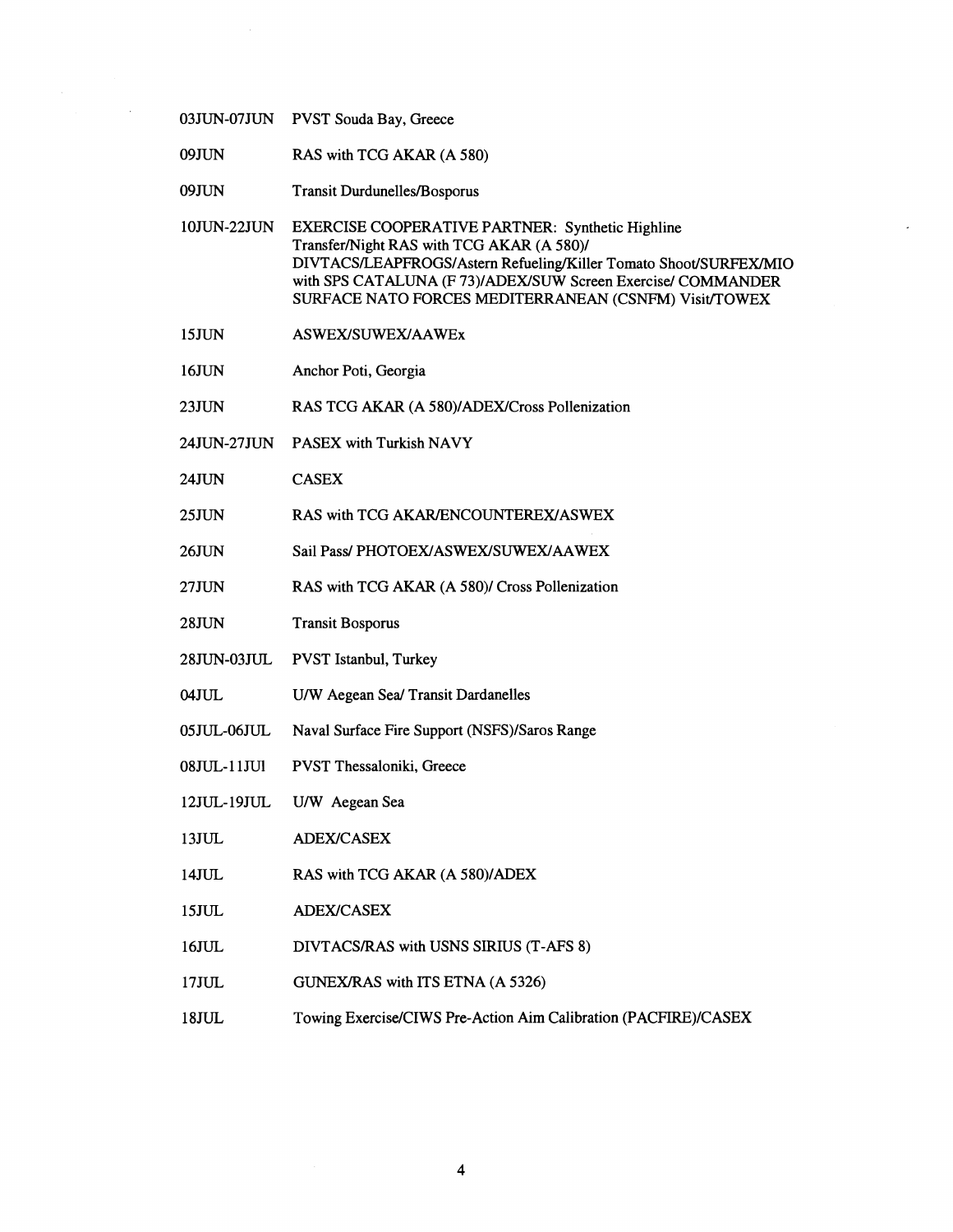| | |
|---|---|
| 03JUN-07JUN | PVST Souda Bay, Greece |
| 09JUN | RAS with TCG AKAR (A 580) |
| 09JUN | Transit Durdunelles/Bosporus |
| 10JUN-22JUN | EXERCISE COOPERATIVE PARTNER: Synthetic Highline Transfer/Night RAS with TCG AKAR (A 580)/ DIVTACS/LEAPFROGS/Astern Refueling/Killer Tomato Shoot/SURFEX/MIO with SPS CATALUNA (F 73)/ADEX/SUW Screen Exercise/ COMMANDER SURFACE NATO FORCES MEDITERRANEAN (CSNFM) Visit/TOWEX |
| 15JUN | ASWEX/SUWEX/AAWEx |
| 16JUN | Anchor Poti, Georgia |
| 23JUN | RAS TCG AKAR (A 580)/ADEX/Cross Pollenization |
| 24JUN-27JUN | PASEX with Turkish NAVY |
| 24JUN | CASEX |
| 25JUN | RAS with TCG AKAR/ENCOUNTEREX/ASWEX |
| 26JUN | Sail Pass/ PHOTOEX/ASWEX/SUWEX/AAWEX |
| 27JUN | RAS with TCG AKAR (A 580)/ Cross Pollenization |
| 28JUN | Transit Bosporus |
| 28JUN-03JUL | PVST Istanbul, Turkey |
| 04JUL | U/W Aegean Sea/ Transit Dardanelles |
| 05JUL-06JUL | Naval Surface Fire Support (NSFS)/Saros Range |
| 08JUL-11JUl | PVST Thessaloniki, Greece |
| 12JUL-19JUL | U/W Aegean Sea |
| 13JUL | ADEX/CASEX |
| 14JUL | RAS with TCG AKAR (A 580)/ADEX |
| 15JUL | ADEX/CASEX |
| 16JUL | DIVTACS/RAS with USNS SIRIUS (T-AFS 8) |
| 17JUL | GUNEX/RAS with ITS ETNA (A 5326) |
| 18JUL | Towing Exercise/CIWS Pre-Action Aim Calibration (PACFIRE)/CASEX |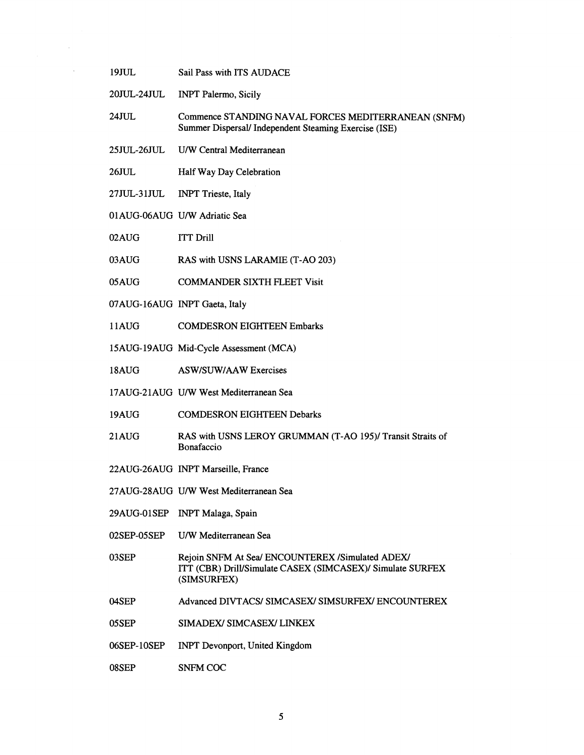| | |
|---|---|
| 19JUL | Sail Pass with ITS AUDACE |
| 20JUL-24JUL | INPT Palermo, Sicily |
| 24JUL | Commence STANDING NAVAL FORCES MEDITERRANEAN (SNFM) Summer Dispersal/ Independent Steaming Exercise (ISE) |
| 25JUL-26JUL | U/W Central Mediterranean |
| 26JUL | Half Way Day Celebration |
| 27JUL-31JUL | INPT Trieste, Italy |
| 01AUG-06AUG | U/W Adriatic Sea |
| 02AUG | ITT Drill |
| 03AUG | RAS with USNS LARAMIE (T-AO 203) |
| 05AUG | COMMANDER SIXTH FLEET Visit |
| 07AUG-16AUG | INPT Gaeta, Italy |
| 11AUG | COMDESRON EIGHTEEN Embarks |
| 15AUG-19AUG | Mid-Cycle Assessment (MCA) |
| 18AUG | ASW/SUW/AAW Exercises |
| 17AUG-21AUG | U/W West Mediterranean Sea |
| 19AUG | COMDESRON EIGHTEEN Debarks |
| 21AUG | RAS with USNS LEROY GRUMMAN (T-AO 195)/ Transit Straits of Bonafaccio |
| 22AUG-26AUG | INPT Marseille, France |
| 27AUG-28AUG | U/W West Mediterranean Sea |
| 29AUG-01SEP | INPT Malaga, Spain |
| 02SEP-05SEP | U/W Mediterranean Sea |
| 03SEP | Rejoin SNFM At Sea/ ENCOUNTEREX /Simulated ADEX/ ITT (CBR) Drill/Simulate CASEX (SIMCASEX)/ Simulate SURFEX (SIMSURFEX) |
| 04SEP | Advanced DIVTACS/ SIMCASEX/ SIMSURFEX/ ENCOUNTEREX |
| 05SEP | SIMADEX/ SIMCASEX/ LINKEX |
| 06SEP-10SEP | INPT Devonport, United Kingdom |
| 08SEP | SNFM COC |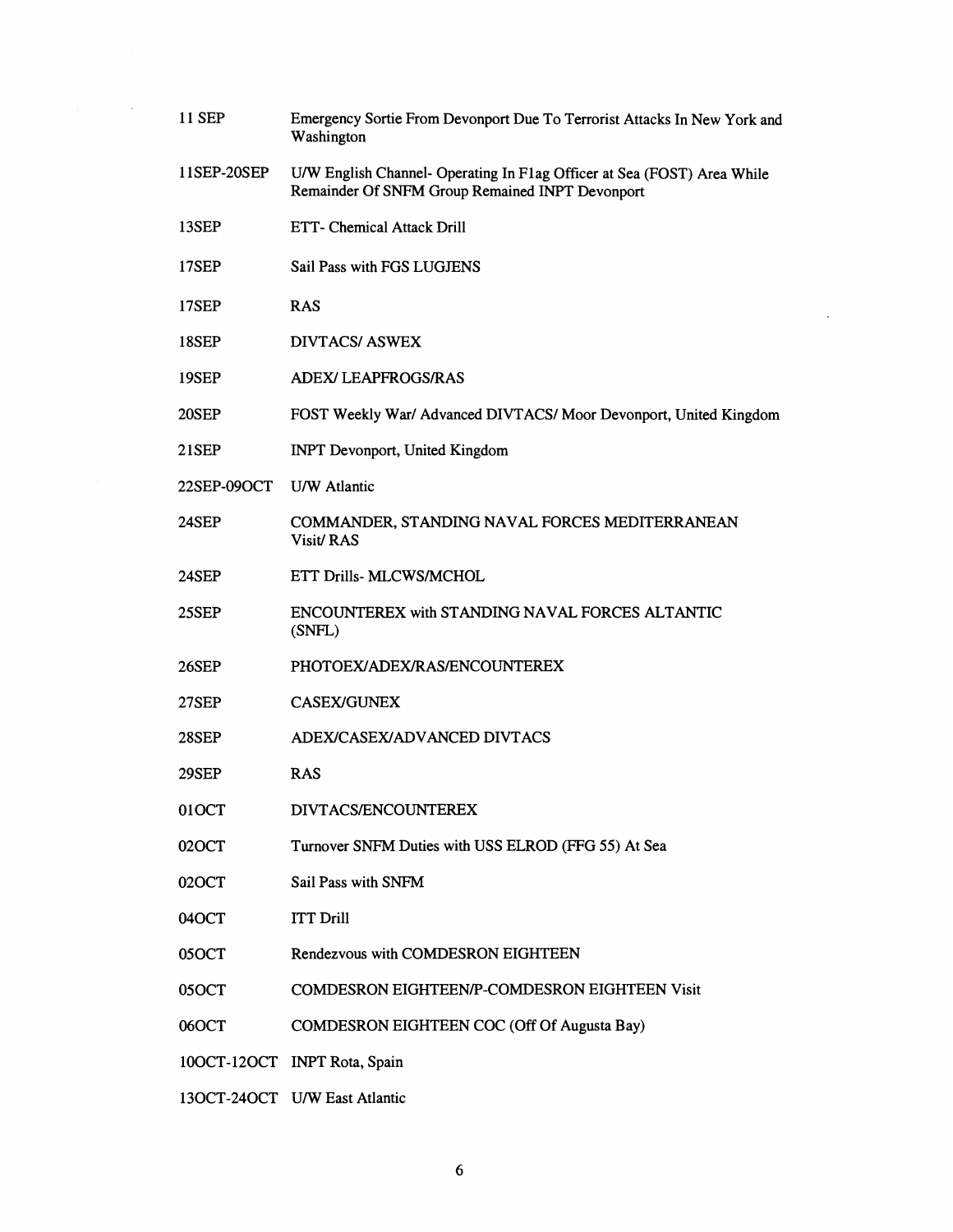| | |
|---|---|
| 11 SEP | Emergency Sortie From Devonport Due To Terrorist Attacks In New York and Washington |
| 11SEP-20SEP | U/W English Channel- Operating In Flag Officer at Sea (FOST) Area While Remainder Of SNFM Group Remained INPT Devonport |
| 13SEP | ETT- Chemical Attack Drill |
| 17SEP | Sail Pass with FGS LUGJENS |
| 17SEP | RAS |
| 18SEP | DIVTACS/ ASWEX |
| 19SEP | ADEX/ LEAPFROGS/RAS |
| 20SEP | FOST Weekly War/ Advanced DIVTACS/ Moor Devonport, United Kingdom |
| 21SEP | INPT Devonport, United Kingdom |
| 22SEP-09OCT | U/W Atlantic |
| 24SEP | COMMANDER, STANDING NAVAL FORCES MEDITERRANEAN Visit/ RAS |
| 24SEP | ETT Drills- MLCWS/MCHOL |
| 25SEP | ENCOUNTEREX with STANDING NAVAL FORCES ALTANTIC (SNFL) |
| 26SEP | PHOTOEX/ADEX/RAS/ENCOUNTEREX |
| 27SEP | CASEX/GUNEX |
| 28SEP | ADEX/CASEX/ADVANCED DIVTACS |
| 29SEP | RAS |
| 01OCT | DIVTACS/ENCOUNTEREX |
| 02OCT | Turnover SNFM Duties with USS ELROD (FFG 55) At Sea |
| 02OCT | Sail Pass with SNFM |
| 04OCT | ITT Drill |
| 05OCT | Rendezvous with COMDESRON EIGHTEEN |
| 05OCT | COMDESRON EIGHTEEN/P-COMDESRON EIGHTEEN Visit |
| 06OCT | COMDESRON EIGHTEEN COC (Off Of Augusta Bay) |
| 10OCT-12OCT | INPT Rota, Spain |
| 13OCT-24OCT | U/W East Atlantic |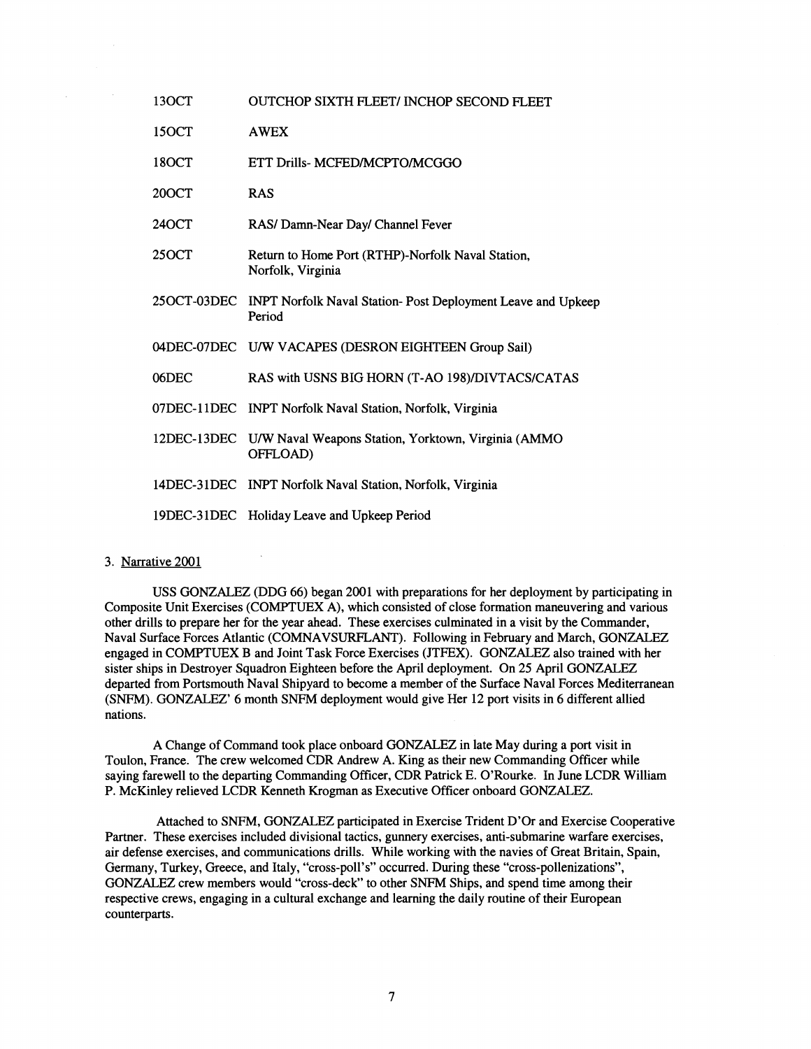| | |
|---|---|
| 13OCT | OUTCHOP SIXTH FLEET/ INCHOP SECOND FLEET |
| 15OCT | AWEX |
| 18OCT | ETT Drills- MCFED/MCPTO/MCGGO |
| 20OCT | RAS |
| 24OCT | RAS/ Damn-Near Day/ Channel Fever |
| 25OCT | Return to Home Port (RTHP)-Norfolk Naval Station, Norfolk, Virginia |
| 25OCT-03DEC | INPT Norfolk Naval Station- Post Deployment Leave and Upkeep Period |
| 04DEC-07DEC | U/W VACAPES (DESRON EIGHTEEN Group Sail) |
| 06DEC | RAS with USNS BIG HORN (T-AO 198)/DIVTACS/CATAS |
| 07DEC-11DEC | INPT Norfolk Naval Station, Norfolk, Virginia |
| 12DEC-13DEC | U/W Naval Weapons Station, Yorktown, Virginia (AMMO OFFLOAD) |
| 14DEC-31DEC | INPT Norfolk Naval Station, Norfolk, Virginia |
| 19DEC-31DEC | Holiday Leave and Upkeep Period |

3. Narrative 2001

USS GONZALEZ (DDG 66) began 2001 with preparations for her deployment by participating in Composite Unit Exercises (COMPTUEX A), which consisted of close formation maneuvering and various other drills to prepare her for the year ahead. These exercises culminated in a visit by the Commander, Naval Surface Forces Atlantic (COMNAVSURFLANT). Following in February and March, GONZALEZ engaged in COMPTUEX B and Joint Task Force Exercises (JTFEX). GONZALEZ also trained with her sister ships in Destroyer Squadron Eighteen before the April deployment. On 25 April GONZALEZ departed from Portsmouth Naval Shipyard to become a member of the Surface Naval Forces Mediterranean (SNFM). GONZALEZ' 6 month SNFM deployment would give Her 12 port visits in 6 different allied nations.

A Change of Command took place onboard GONZALEZ in late May during a port visit in Toulon, France. The crew welcomed CDR Andrew A. King as their new Commanding Officer while saying farewell to the departing Commanding Officer, CDR Patrick E. O'Rourke. In June LCDR William P. McKinley relieved LCDR Kenneth Krogman as Executive Officer onboard GONZALEZ.

Attached to SNFM, GONZALEZ participated in Exercise Trident D'Or and Exercise Cooperative Partner. These exercises included divisional tactics, gunnery exercises, anti-submarine warfare exercises, air defense exercises, and communications drills. While working with the navies of Great Britain, Spain, Germany, Turkey, Greece, and Italy, "cross-poll's" occurred. During these "cross-pollenizations", GONZALEZ crew members would "cross-deck" to other SNFM Ships, and spend time among their respective crews, engaging in a cultural exchange and learning the daily routine of their European counterparts.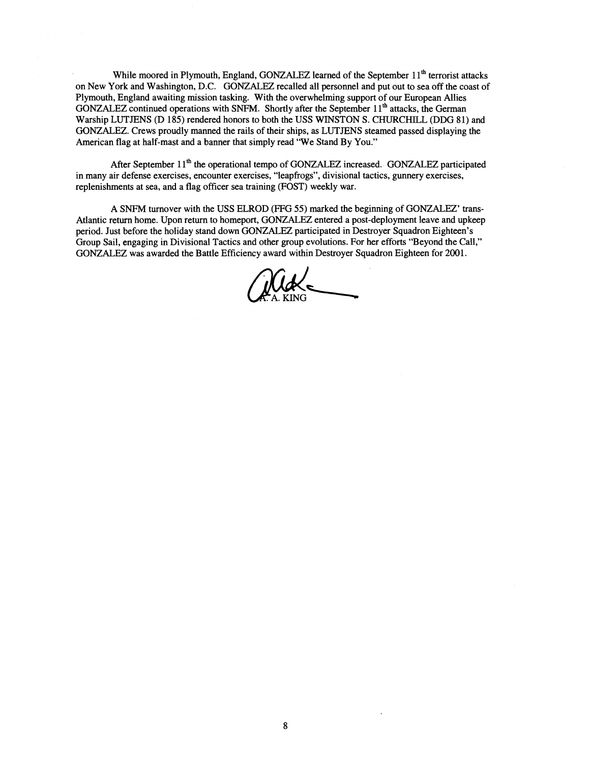While moored in Plymouth, England, GONZALEZ learned of the September 11th terrorist attacks on New York and Washington, D.C. GONZALEZ recalled all personnel and put out to sea off the coast of Plymouth, England awaiting mission tasking. With the overwhelming support of our European Allies GONZALEZ continued operations with SNFM. Shortly after the September 11th attacks, the German Warship LUTJENS (D 185) rendered honors to both the USS WINSTON S. CHURCHILL (DDG 81) and GONZALEZ. Crews proudly manned the rails of their ships, as LUTJENS steamed passed displaying the American flag at half-mast and a banner that simply read "We Stand By You."

After September 11th the operational tempo of GONZALEZ increased. GONZALEZ participated in many air defense exercises, encounter exercises, "leapfrogs", divisional tactics, gunnery exercises, replenishments at sea, and a flag officer sea training (FOST) weekly war.

A SNFM turnover with the USS ELROD (FFG 55) marked the beginning of GONZALEZ' trans-Atlantic return home. Upon return to homeport, GONZALEZ entered a post-deployment leave and upkeep period. Just before the holiday stand down GONZALEZ participated in Destroyer Squadron Eighteen's Group Sail, engaging in Divisional Tactics and other group evolutions. For her efforts "Beyond the Call," GONZALEZ was awarded the Battle Efficiency award within Destroyer Squadron Eighteen for 2001.

A. A. KING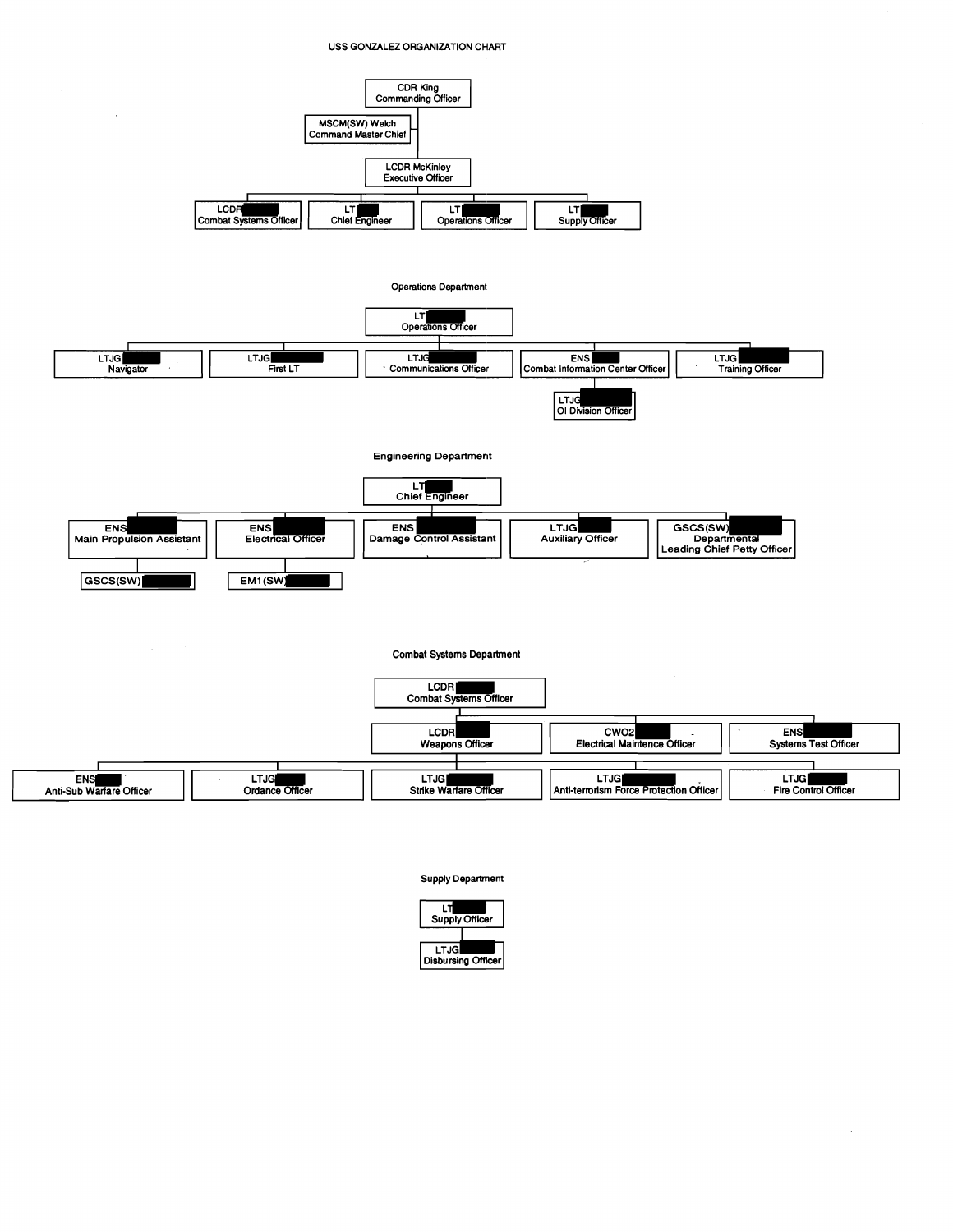# USS GONZALEZ ORGANIZATION CHART

CDR King
Commanding Officer

MSCM(SW) Welch
Command Master Chief

LCDR McKinley
Executive Officer

LCDR
Combat Systems Officer

LT
Chief Engineer

LT
Operations Officer

LT
Supply Officer

## Operations Department

LT
Operations Officer

LTJG
Navigator

LTJG
First LT

LTJG
Communications Officer

ENS
Combat Information Center Officer

LTJG
OI Division Officer

LTJG
Training Officer

## Engineering Department

LT
Chief Engineer

ENS
Main Propulsion Assistant

GSCS(SW)

ENS
Electrical Officer

EM1(SW)

ENS
Damage Control Assistant

LTJG
Auxiliary Officer

GSCS(SW)
Departmental
Leading Chief Petty Officer

## Combat Systems Department

LCDR
Combat Systems Officer

LCDR
Weapons Officer

CWO2
Electrical Maintence Officer

ENS
Systems Test Officer

ENS
Anti-Sub Warfare Officer

LTJG
Ordance Officer

LTJG
Strike Warfare Officer

LTJG
Anti-terrorism Force Protection Officer

LTJG
Fire Control Officer

## Supply Department

LT
Supply Officer

LTJG
Disbursing Officer